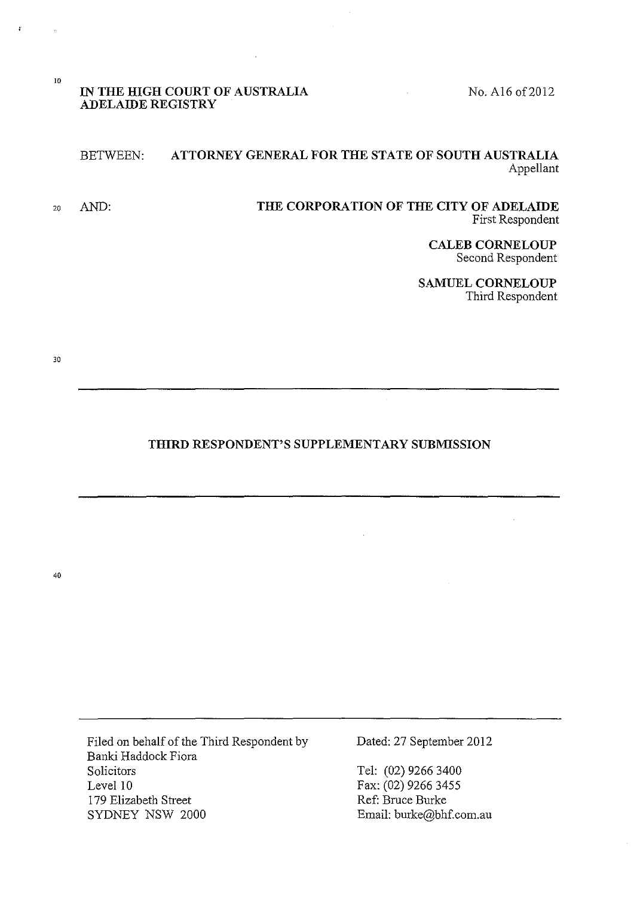**IN THE HIGH COURT OF AUSTRALIA**
**ADELAIDE REGISTRY**

No. A16 of 2012

BETWEEN: **ATTORNEY GENERAL FOR THE STATE OF SOUTH AUSTRALIA**
Appellant

AND: **THE CORPORATION OF THE CITY OF ADELAIDE**
First Respondent

**CALEB CORNELOUP**
Second Respondent

**SAMUEL CORNELOUP**
Third Respondent

---

**THIRD RESPONDENT'S SUPPLEMENTARY SUBMISSION**

---

Filed on behalf of the Third Respondent by
Banki Haddock Fiora
Solicitors
Level 10
179 Elizabeth Street
SYDNEY NSW 2000

Dated: 27 September 2012

Tel: (02) 9266 3400
Fax: (02) 9266 3455
Ref: Bruce Burke
Email: burke@bhf.com.au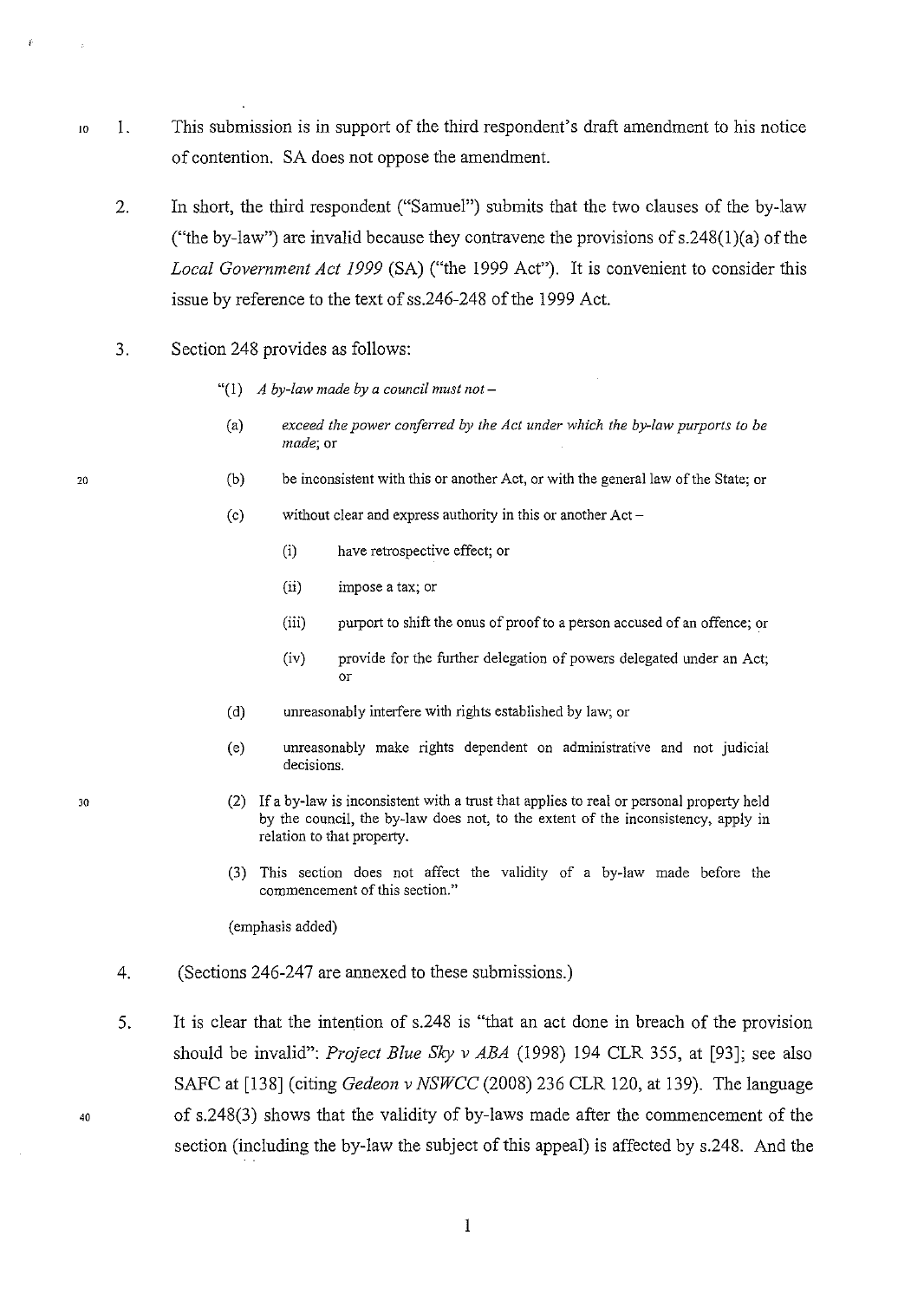1. This submission is in support of the third respondent's draft amendment to his notice of contention. SA does not oppose the amendment.

2. In short, the third respondent ("Samuel") submits that the two clauses of the by-law ("the by-law") are invalid because they contravene the provisions of s.248(1)(a) of the *Local Government Act 1999* (SA) ("the 1999 Act"). It is convenient to consider this issue by reference to the text of ss.246-248 of the 1999 Act.

3. Section 248 provides as follows:

   "(1) *A by-law made by a council must not –*

   (a) *exceed the power conferred by the Act under which the by-law purports to be made*; or

   (b) be inconsistent with this or another Act, or with the general law of the State; or

   (c) without clear and express authority in this or another Act –

   (i) have retrospective effect; or

   (ii) impose a tax; or

   (iii) purport to shift the onus of proof to a person accused of an offence; or

   (iv) provide for the further delegation of powers delegated under an Act; or

   (d) unreasonably interfere with rights established by law; or

   (e) unreasonably make rights dependent on administrative and not judicial decisions.

   (2) If a by-law is inconsistent with a trust that applies to real or personal property held by the council, the by-law does not, to the extent of the inconsistency, apply in relation to that property.

   (3) This section does not affect the validity of a by-law made before the commencement of this section."

   (emphasis added)

4. (Sections 246-247 are annexed to these submissions.)

5. It is clear that the intention of s.248 is "that an act done in breach of the provision should be invalid": *Project Blue Sky v ABA* (1998) 194 CLR 355, at [93]; see also SAFC at [138] (citing *Gedeon v NSWCC* (2008) 236 CLR 120, at 139). The language of s.248(3) shows that the validity of by-laws made after the commencement of the section (including the by-law the subject of this appeal) is affected by s.248. And the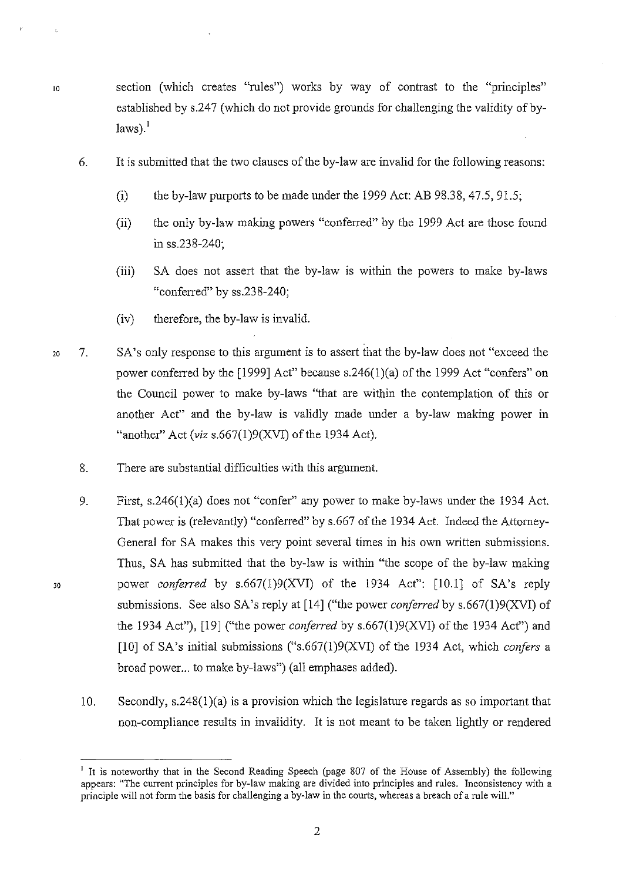section (which creates "rules") works by way of contrast to the "principles" established by s.247 (which do not provide grounds for challenging the validity of by-laws).[1]

6. It is submitted that the two clauses of the by-law are invalid for the following reasons:

   (i) the by-law purports to be made under the 1999 Act: AB 98.38, 47.5, 91.5;

   (ii) the only by-law making powers "conferred" by the 1999 Act are those found in ss.238-240;

   (iii) SA does not assert that the by-law is within the powers to make by-laws "conferred" by ss.238-240;

   (iv) therefore, the by-law is invalid.

7. SA's only response to this argument is to assert that the by-law does not "exceed the power conferred by the [1999] Act" because s.246(1)(a) of the 1999 Act "confers" on the Council power to make by-laws "that are within the contemplation of this or another Act" and the by-law is validly made under a by-law making power in "another" Act (*viz* s.667(1)9(XVI) of the 1934 Act).

8. There are substantial difficulties with this argument.

9. First, s.246(1)(a) does not "confer" any power to make by-laws under the 1934 Act. That power is (relevantly) "conferred" by s.667 of the 1934 Act. Indeed the Attorney-General for SA makes this very point several times in his own written submissions. Thus, SA has submitted that the by-law is within "the scope of the by-law making power *conferred* by s.667(1)9(XVI) of the 1934 Act": [10.1] of SA's reply submissions. See also SA's reply at [14] ("the power *conferred* by s.667(1)9(XVI) of the 1934 Act"), [19] ("the power *conferred* by s.667(1)9(XVI) of the 1934 Act") and [10] of SA's initial submissions ("s.667(1)9(XVI) of the 1934 Act, which *confers* a broad power... to make by-laws") (all emphases added).

10. Secondly, s.248(1)(a) is a provision which the legislature regards as so important that non-compliance results in invalidity. It is not meant to be taken lightly or rendered

---

[1] It is noteworthy that in the Second Reading Speech (page 807 of the House of Assembly) the following appears: "The current principles for by-law making are divided into principles and rules. Inconsistency with a principle will not form the basis for challenging a by-law in the courts, whereas a breach of a rule will."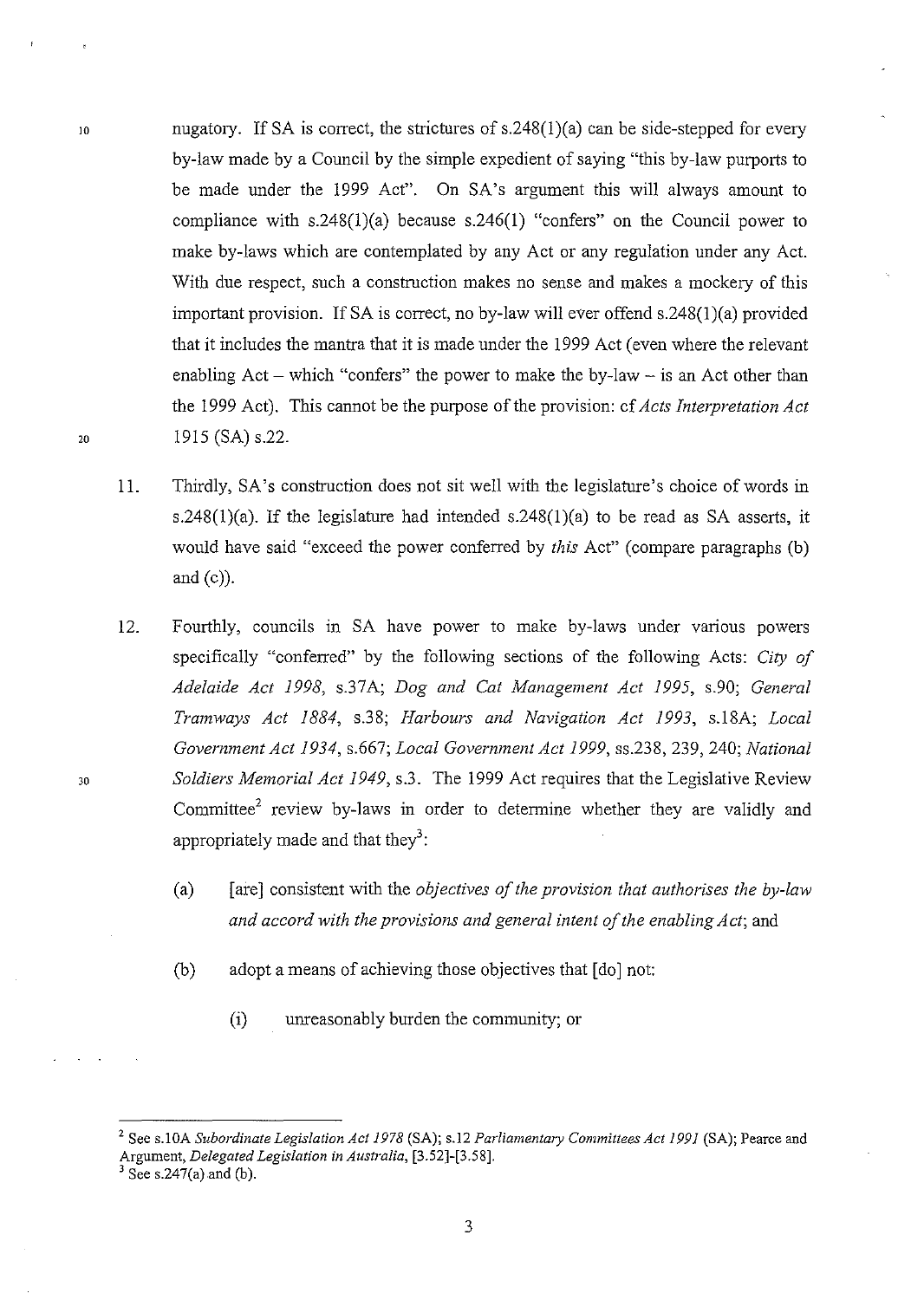nugatory. If SA is correct, the strictures of s.248(1)(a) can be side-stepped for every by-law made by a Council by the simple expedient of saying "this by-law purports to be made under the 1999 Act". On SA's argument this will always amount to compliance with s.248(1)(a) because s.246(1) "confers" on the Council power to make by-laws which are contemplated by any Act or any regulation under any Act. With due respect, such a construction makes no sense and makes a mockery of this important provision. If SA is correct, no by-law will ever offend s.248(1)(a) provided that it includes the mantra that it is made under the 1999 Act (even where the relevant enabling Act – which "confers" the power to make the by-law – is an Act other than the 1999 Act). This cannot be the purpose of the provision: cf *Acts Interpretation Act* 1915 (SA) s.22.

11. Thirdly, SA's construction does not sit well with the legislature's choice of words in s.248(1)(a). If the legislature had intended s.248(1)(a) to be read as SA asserts, it would have said "exceed the power conferred by *this* Act" (compare paragraphs (b) and (c)).

12. Fourthly, councils in SA have power to make by-laws under various powers specifically "conferred" by the following sections of the following Acts: *City of Adelaide Act 1998*, s.37A; *Dog and Cat Management Act 1995*, s.90; *General Tramways Act 1884*, s.38; *Harbours and Navigation Act 1993*, s.18A; *Local Government Act 1934*, s.667; *Local Government Act 1999*, ss.238, 239, 240; *National Soldiers Memorial Act 1949*, s.3. The 1999 Act requires that the Legislative Review Committee[2] review by-laws in order to determine whether they are validly and appropriately made and that they[3]:

    (a) [are] consistent with the *objectives of the provision that authorises the by-law and accord with the provisions and general intent of the enabling Act*; and

    (b) adopt a means of achieving those objectives that [do] not:

        (i) unreasonably burden the community; or

---

[2] See s.10A *Subordinate Legislation Act 1978* (SA); s.12 *Parliamentary Committees Act 1991* (SA); Pearce and Argument, *Delegated Legislation in Australia*, [3.52]-[3.58].

[3] See s.247(a) and (b).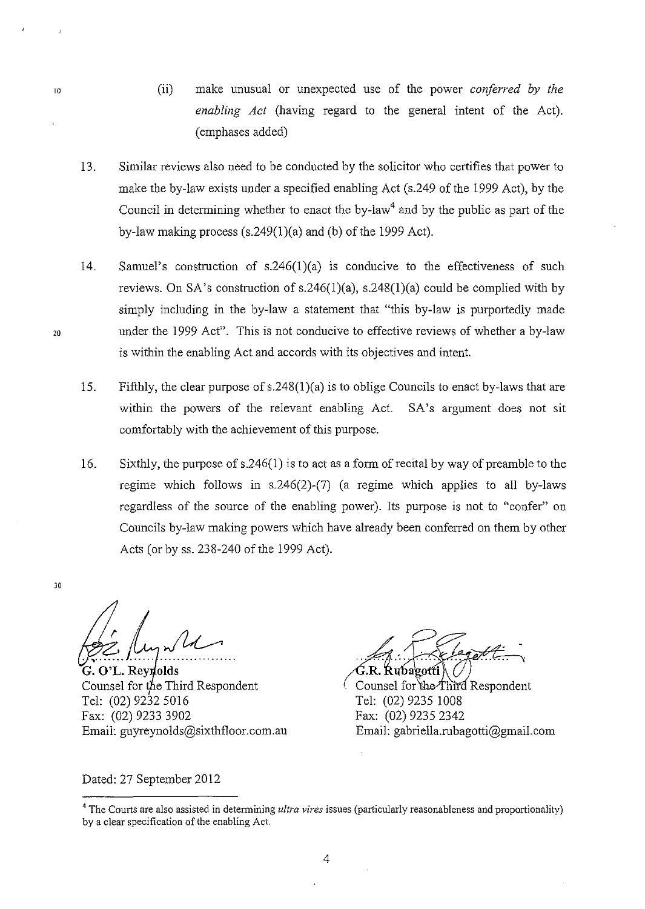(ii) make unusual or unexpected use of the power *conferred by the enabling Act* (having regard to the general intent of the Act). (emphases added)

13. Similar reviews also need to be conducted by the solicitor who certifies that power to make the by-law exists under a specified enabling Act (s.249 of the 1999 Act), by the Council in determining whether to enact the by-law[4] and by the public as part of the by-law making process (s.249(1)(a) and (b) of the 1999 Act).

14. Samuel's construction of s.246(1)(a) is conducive to the effectiveness of such reviews. On SA's construction of s.246(1)(a), s.248(1)(a) could be complied with by simply including in the by-law a statement that "this by-law is purportedly made under the 1999 Act". This is not conducive to effective reviews of whether a by-law is within the enabling Act and accords with its objectives and intent.

15. Fifthly, the clear purpose of s.248(1)(a) is to oblige Councils to enact by-laws that are within the powers of the relevant enabling Act. SA's argument does not sit comfortably with the achievement of this purpose.

16. Sixthly, the purpose of s.246(1) is to act as a form of recital by way of preamble to the regime which follows in s.246(2)-(7) (a regime which applies to all by-laws regardless of the source of the enabling power). Its purpose is not to "confer" on Councils by-law making powers which have already been conferred on them by other Acts (or by ss. 238-240 of the 1999 Act).

G. O'L. Reynolds
Counsel for the Third Respondent
Tel: (02) 9232 5016
Fax: (02) 9233 3902
Email: guyreynolds@sixthfloor.com.au

G.R. Rubagotti
Counsel for the Third Respondent
Tel: (02) 9235 1008
Fax: (02) 9235 2342
Email: gabriella.rubagotti@gmail.com

Dated: 27 September 2012

---

[4] The Courts are also assisted in determining *ultra vires* issues (particularly reasonableness and proportionality) by a clear specification of the enabling Act.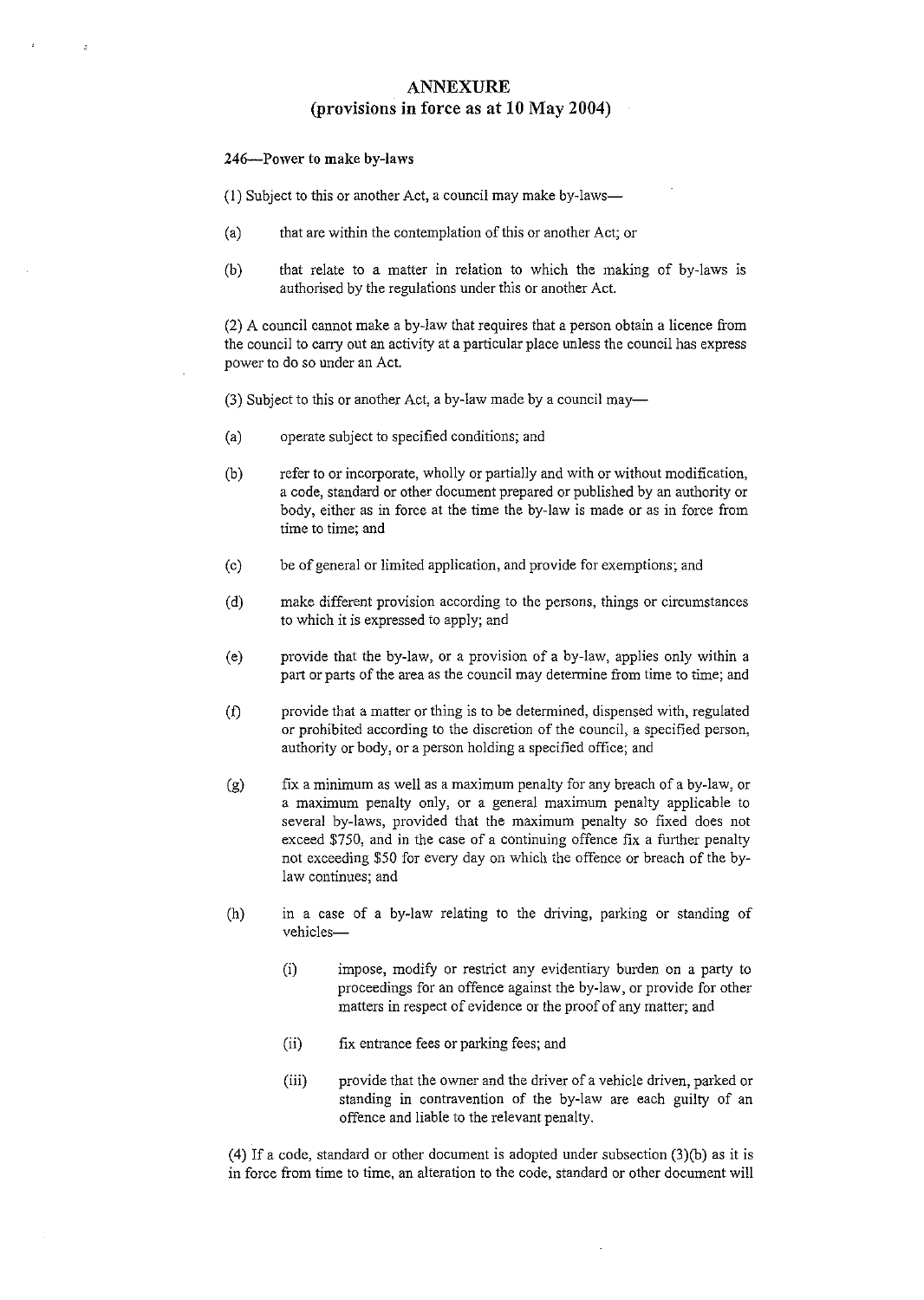# ANNEXURE
## (provisions in force as at 10 May 2004)

**246—Power to make by-laws**

(1) Subject to this or another Act, a council may make by-laws—

(a) that are within the contemplation of this or another Act; or

(b) that relate to a matter in relation to which the making of by-laws is authorised by the regulations under this or another Act.

(2) A council cannot make a by-law that requires that a person obtain a licence from the council to carry out an activity at a particular place unless the council has express power to do so under an Act.

(3) Subject to this or another Act, a by-law made by a council may—

(a) operate subject to specified conditions; and

(b) refer to or incorporate, wholly or partially and with or without modification, a code, standard or other document prepared or published by an authority or body, either as in force at the time the by-law is made or as in force from time to time; and

(c) be of general or limited application, and provide for exemptions; and

(d) make different provision according to the persons, things or circumstances to which it is expressed to apply; and

(e) provide that the by-law, or a provision of a by-law, applies only within a part or parts of the area as the council may determine from time to time; and

(f) provide that a matter or thing is to be determined, dispensed with, regulated or prohibited according to the discretion of the council, a specified person, authority or body, or a person holding a specified office; and

(g) fix a minimum as well as a maximum penalty for any breach of a by-law, or a maximum penalty only, or a general maximum penalty applicable to several by-laws, provided that the maximum penalty so fixed does not exceed $750, and in the case of a continuing offence fix a further penalty not exceeding $50 for every day on which the offence or breach of the by-law continues; and

(h) in a case of a by-law relating to the driving, parking or standing of vehicles—

   (i) impose, modify or restrict any evidentiary burden on a party to proceedings for an offence against the by-law, or provide for other matters in respect of evidence or the proof of any matter; and

   (ii) fix entrance fees or parking fees; and

   (iii) provide that the owner and the driver of a vehicle driven, parked or standing in contravention of the by-law are each guilty of an offence and liable to the relevant penalty.

(4) If a code, standard or other document is adopted under subsection (3)(b) as it is in force from time to time, an alteration to the code, standard or other document will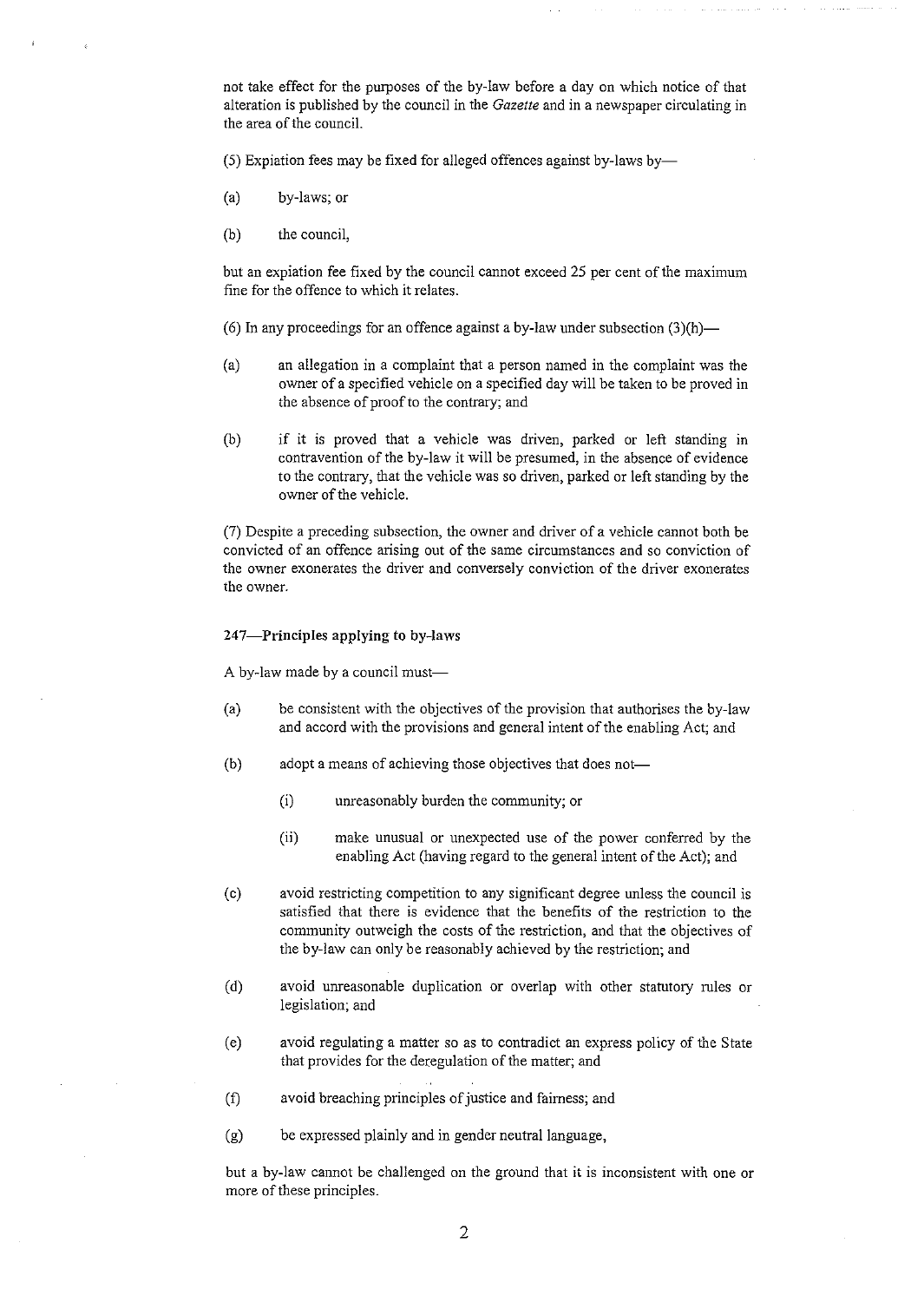not take effect for the purposes of the by-law before a day on which notice of that alteration is published by the council in the *Gazette* and in a newspaper circulating in the area of the council.

(5) Expiation fees may be fixed for alleged offences against by-laws by—

(a) by-laws; or

(b) the council,

but an expiation fee fixed by the council cannot exceed 25 per cent of the maximum fine for the offence to which it relates.

(6) In any proceedings for an offence against a by-law under subsection (3)(h)—

(a) an allegation in a complaint that a person named in the complaint was the owner of a specified vehicle on a specified day will be taken to be proved in the absence of proof to the contrary; and

(b) if it is proved that a vehicle was driven, parked or left standing in contravention of the by-law it will be presumed, in the absence of evidence to the contrary, that the vehicle was so driven, parked or left standing by the owner of the vehicle.

(7) Despite a preceding subsection, the owner and driver of a vehicle cannot both be convicted of an offence arising out of the same circumstances and so conviction of the owner exonerates the driver and conversely conviction of the driver exonerates the owner.

**247—Principles applying to by-laws**

A by-law made by a council must—

(a) be consistent with the objectives of the provision that authorises the by-law and accord with the provisions and general intent of the enabling Act; and

(b) adopt a means of achieving those objectives that does not—

   (i) unreasonably burden the community; or

   (ii) make unusual or unexpected use of the power conferred by the enabling Act (having regard to the general intent of the Act); and

(c) avoid restricting competition to any significant degree unless the council is satisfied that there is evidence that the benefits of the restriction to the community outweigh the costs of the restriction, and that the objectives of the by-law can only be reasonably achieved by the restriction; and

(d) avoid unreasonable duplication or overlap with other statutory rules or legislation; and

(e) avoid regulating a matter so as to contradict an express policy of the State that provides for the deregulation of the matter; and

(f) avoid breaching principles of justice and fairness; and

(g) be expressed plainly and in gender neutral language,

but a by-law cannot be challenged on the ground that it is inconsistent with one or more of these principles.